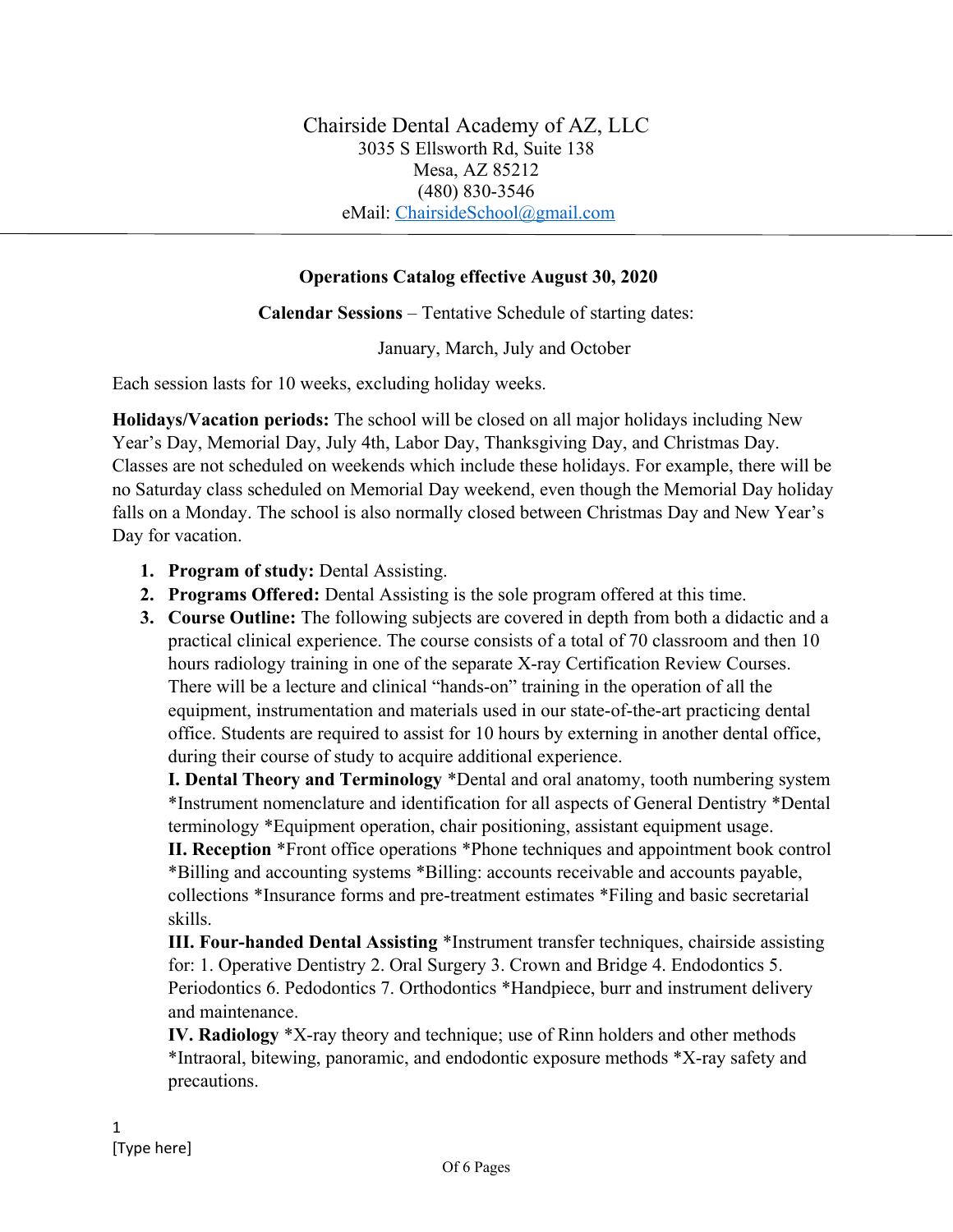# Chairside Dental Academy of AZ, LLC

3035 S Ellsworth Rd, Suite 138
Mesa, AZ 85212
(480) 830-3546
eMail: ChairsideSchool@gmail.com

---

**Operations Catalog effective August 30, 2020**

**Calendar Sessions** – Tentative Schedule of starting dates:

January, March, July and October

Each session lasts for 10 weeks, excluding holiday weeks.

**Holidays/Vacation periods:** The school will be closed on all major holidays including New Year's Day, Memorial Day, July 4th, Labor Day, Thanksgiving Day, and Christmas Day. Classes are not scheduled on weekends which include these holidays. For example, there will be no Saturday class scheduled on Memorial Day weekend, even though the Memorial Day holiday falls on a Monday. The school is also normally closed between Christmas Day and New Year's Day for vacation.

1. **Program of study:** Dental Assisting.
2. **Programs Offered:** Dental Assisting is the sole program offered at this time.
3. **Course Outline:** The following subjects are covered in depth from both a didactic and a practical clinical experience. The course consists of a total of 70 classroom and then 10 hours radiology training in one of the separate X-ray Certification Review Courses. There will be a lecture and clinical "hands-on" training in the operation of all the equipment, instrumentation and materials used in our state-of-the-art practicing dental office. Students are required to assist for 10 hours by externing in another dental office, during their course of study to acquire additional experience.

   **I. Dental Theory and Terminology** *Dental and oral anatomy, tooth numbering system *Instrument nomenclature and identification for all aspects of General Dentistry *Dental terminology *Equipment operation, chair positioning, assistant equipment usage.

   **II. Reception** *Front office operations *Phone techniques and appointment book control *Billing and accounting systems *Billing: accounts receivable and accounts payable, collections *Insurance forms and pre-treatment estimates *Filing and basic secretarial skills.

   **III. Four-handed Dental Assisting** *Instrument transfer techniques, chairside assisting for: 1. Operative Dentistry 2. Oral Surgery 3. Crown and Bridge 4. Endodontics 5. Periodontics 6. Pedodontics 7. Orthodontics *Handpiece, burr and instrument delivery and maintenance.

   **IV. Radiology** *X-ray theory and technique; use of Rinn holders and other methods *Intraoral, bitewing, panoramic, and endodontic exposure methods *X-ray safety and precautions.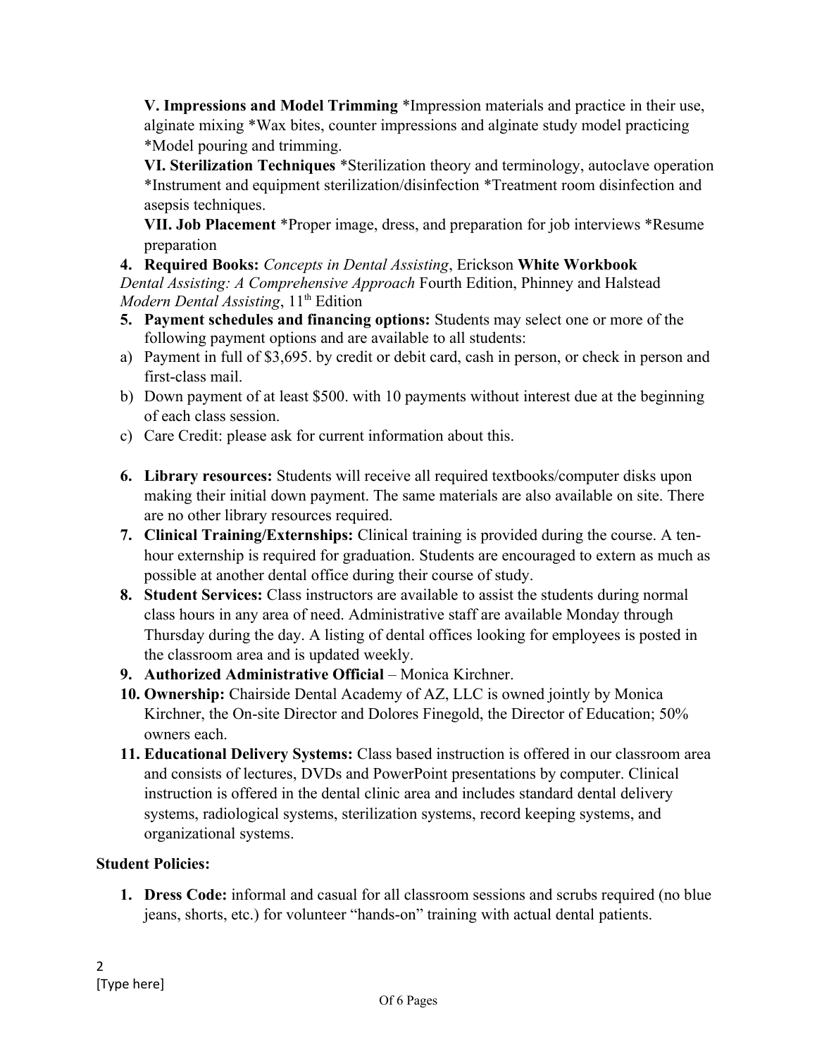**V. Impressions and Model Trimming** *Impression materials and practice in their use, alginate mixing *Wax bites, counter impressions and alginate study model practicing *Model pouring and trimming.

**VI. Sterilization Techniques** *Sterilization theory and terminology, autoclave operation *Instrument and equipment sterilization/disinfection *Treatment room disinfection and asepsis techniques.

**VII. Job Placement** *Proper image, dress, and preparation for job interviews *Resume preparation

4. **Required Books:** *Concepts in Dental Assisting*, Erickson **White Workbook**
*Dental Assisting: A Comprehensive Approach* Fourth Edition, Phinney and Halstead
*Modern Dental Assisting*, 11th Edition

5. **Payment schedules and financing options:** Students may select one or more of the following payment options and are available to all students:

a) Payment in full of $3,695. by credit or debit card, cash in person, or check in person and first-class mail.

b) Down payment of at least $500. with 10 payments without interest due at the beginning of each class session.

c) Care Credit: please ask for current information about this.

6. **Library resources:** Students will receive all required textbooks/computer disks upon making their initial down payment. The same materials are also available on site. There are no other library resources required.
7. **Clinical Training/Externships:** Clinical training is provided during the course. A ten-hour externship is required for graduation. Students are encouraged to extern as much as possible at another dental office during their course of study.
8. **Student Services:** Class instructors are available to assist the students during normal class hours in any area of need. Administrative staff are available Monday through Thursday during the day. A listing of dental offices looking for employees is posted in the classroom area and is updated weekly.
9. **Authorized Administrative Official** – Monica Kirchner.
10. **Ownership:** Chairside Dental Academy of AZ, LLC is owned jointly by Monica Kirchner, the On-site Director and Dolores Finegold, the Director of Education; 50% owners each.
11. **Educational Delivery Systems:** Class based instruction is offered in our classroom area and consists of lectures, DVDs and PowerPoint presentations by computer. Clinical instruction is offered in the dental clinic area and includes standard dental delivery systems, radiological systems, sterilization systems, record keeping systems, and organizational systems.

**Student Policies:**

1. **Dress Code:** informal and casual for all classroom sessions and scrubs required (no blue jeans, shorts, etc.) for volunteer "hands-on" training with actual dental patients.

[Type here]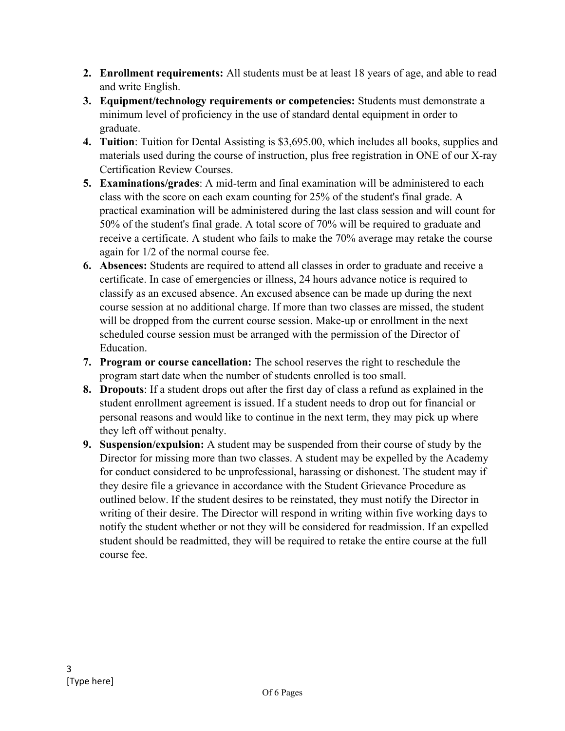2. **Enrollment requirements:** All students must be at least 18 years of age, and able to read and write English.
3. **Equipment/technology requirements or competencies:** Students must demonstrate a minimum level of proficiency in the use of standard dental equipment in order to graduate.
4. **Tuition**: Tuition for Dental Assisting is $3,695.00, which includes all books, supplies and materials used during the course of instruction, plus free registration in ONE of our X-ray Certification Review Courses.
5. **Examinations/grades**: A mid-term and final examination will be administered to each class with the score on each exam counting for 25% of the student's final grade. A practical examination will be administered during the last class session and will count for 50% of the student's final grade. A total score of 70% will be required to graduate and receive a certificate. A student who fails to make the 70% average may retake the course again for 1/2 of the normal course fee.
6. **Absences:** Students are required to attend all classes in order to graduate and receive a certificate. In case of emergencies or illness, 24 hours advance notice is required to classify as an excused absence. An excused absence can be made up during the next course session at no additional charge. If more than two classes are missed, the student will be dropped from the current course session. Make-up or enrollment in the next scheduled course session must be arranged with the permission of the Director of Education.
7. **Program or course cancellation:** The school reserves the right to reschedule the program start date when the number of students enrolled is too small.
8. **Dropouts**: If a student drops out after the first day of class a refund as explained in the student enrollment agreement is issued. If a student needs to drop out for financial or personal reasons and would like to continue in the next term, they may pick up where they left off without penalty.
9. **Suspension/expulsion:** A student may be suspended from their course of study by the Director for missing more than two classes. A student may be expelled by the Academy for conduct considered to be unprofessional, harassing or dishonest. The student may if they desire file a grievance in accordance with the Student Grievance Procedure as outlined below. If the student desires to be reinstated, they must notify the Director in writing of their desire. The Director will respond in writing within five working days to notify the student whether or not they will be considered for readmission. If an expelled student should be readmitted, they will be required to retake the entire course at the full course fee.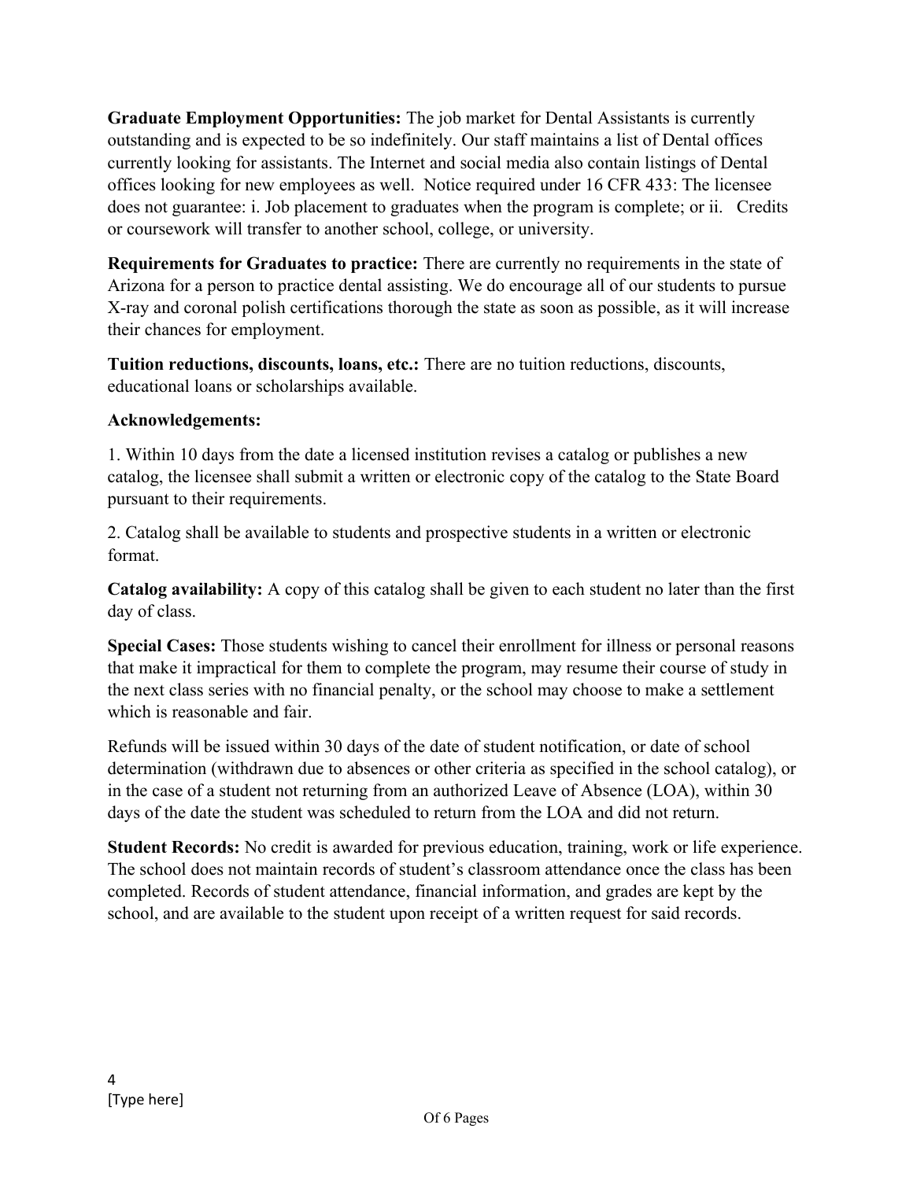**Graduate Employment Opportunities:** The job market for Dental Assistants is currently outstanding and is expected to be so indefinitely. Our staff maintains a list of Dental offices currently looking for assistants. The Internet and social media also contain listings of Dental offices looking for new employees as well. Notice required under 16 CFR 433: The licensee does not guarantee: i. Job placement to graduates when the program is complete; or ii. Credits or coursework will transfer to another school, college, or university.

**Requirements for Graduates to practice:** There are currently no requirements in the state of Arizona for a person to practice dental assisting. We do encourage all of our students to pursue X-ray and coronal polish certifications thorough the state as soon as possible, as it will increase their chances for employment.

**Tuition reductions, discounts, loans, etc.:** There are no tuition reductions, discounts, educational loans or scholarships available.

**Acknowledgements:**

1. Within 10 days from the date a licensed institution revises a catalog or publishes a new catalog, the licensee shall submit a written or electronic copy of the catalog to the State Board pursuant to their requirements.

2. Catalog shall be available to students and prospective students in a written or electronic format.

**Catalog availability:** A copy of this catalog shall be given to each student no later than the first day of class.

**Special Cases:** Those students wishing to cancel their enrollment for illness or personal reasons that make it impractical for them to complete the program, may resume their course of study in the next class series with no financial penalty, or the school may choose to make a settlement which is reasonable and fair.

Refunds will be issued within 30 days of the date of student notification, or date of school determination (withdrawn due to absences or other criteria as specified in the school catalog), or in the case of a student not returning from an authorized Leave of Absence (LOA), within 30 days of the date the student was scheduled to return from the LOA and did not return.

**Student Records:** No credit is awarded for previous education, training, work or life experience. The school does not maintain records of student's classroom attendance once the class has been completed. Records of student attendance, financial information, and grades are kept by the school, and are available to the student upon receipt of a written request for said records.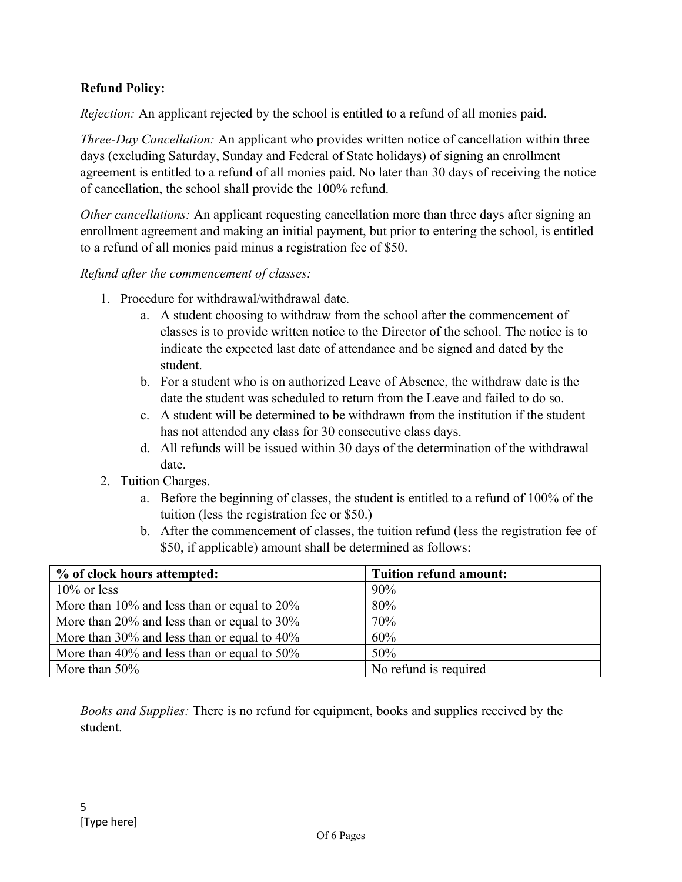**Refund Policy:**

*Rejection:* An applicant rejected by the school is entitled to a refund of all monies paid.

*Three-Day Cancellation:* An applicant who provides written notice of cancellation within three days (excluding Saturday, Sunday and Federal of State holidays) of signing an enrollment agreement is entitled to a refund of all monies paid. No later than 30 days of receiving the notice of cancellation, the school shall provide the 100% refund.

*Other cancellations:* An applicant requesting cancellation more than three days after signing an enrollment agreement and making an initial payment, but prior to entering the school, is entitled to a refund of all monies paid minus a registration fee of $50.

*Refund after the commencement of classes:*

1. Procedure for withdrawal/withdrawal date.
   a. A student choosing to withdraw from the school after the commencement of classes is to provide written notice to the Director of the school. The notice is to indicate the expected last date of attendance and be signed and dated by the student.
   b. For a student who is on authorized Leave of Absence, the withdraw date is the date the student was scheduled to return from the Leave and failed to do so.
   c. A student will be determined to be withdrawn from the institution if the student has not attended any class for 30 consecutive class days.
   d. All refunds will be issued within 30 days of the determination of the withdrawal date.
2. Tuition Charges.
   a. Before the beginning of classes, the student is entitled to a refund of 100% of the tuition (less the registration fee or $50.)
   b. After the commencement of classes, the tuition refund (less the registration fee of $50, if applicable) amount shall be determined as follows:

| % of clock hours attempted: | Tuition refund amount: |
|---|---|
| 10% or less | 90% |
| More than 10% and less than or equal to 20% | 80% |
| More than 20% and less than or equal to 30% | 70% |
| More than 30% and less than or equal to 40% | 60% |
| More than 40% and less than or equal to 50% | 50% |
| More than 50% | No refund is required |

*Books and Supplies:* There is no refund for equipment, books and supplies received by the student.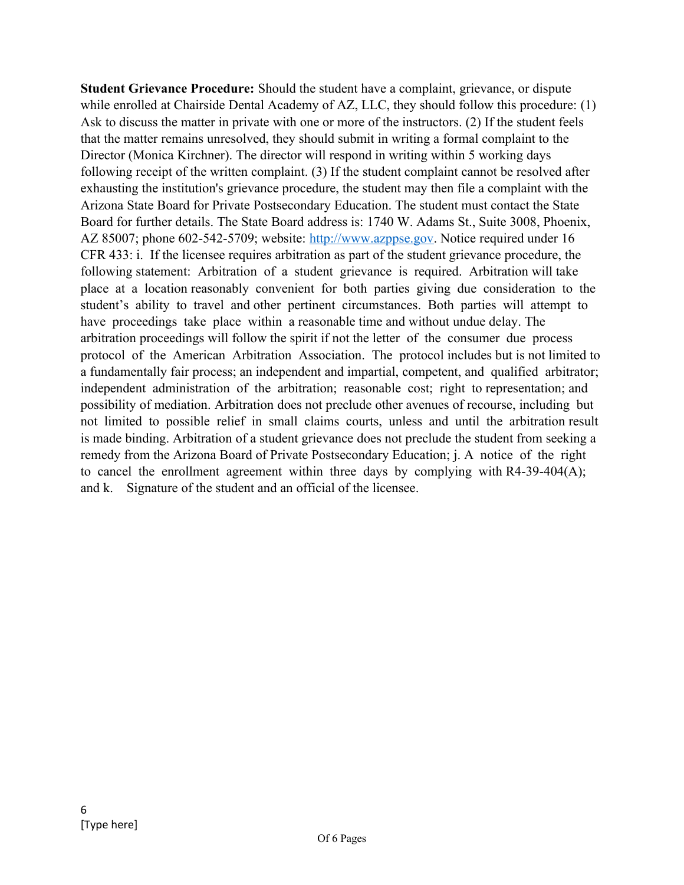**Student Grievance Procedure:** Should the student have a complaint, grievance, or dispute while enrolled at Chairside Dental Academy of AZ, LLC, they should follow this procedure: (1) Ask to discuss the matter in private with one or more of the instructors. (2) If the student feels that the matter remains unresolved, they should submit in writing a formal complaint to the Director (Monica Kirchner). The director will respond in writing within 5 working days following receipt of the written complaint. (3) If the student complaint cannot be resolved after exhausting the institution's grievance procedure, the student may then file a complaint with the Arizona State Board for Private Postsecondary Education. The student must contact the State Board for further details. The State Board address is: 1740 W. Adams St., Suite 3008, Phoenix, AZ 85007; phone 602-542-5709; website: http://www.azppse.gov. Notice required under 16 CFR 433: i. If the licensee requires arbitration as part of the student grievance procedure, the following statement: Arbitration of a student grievance is required. Arbitration will take place at a location reasonably convenient for both parties giving due consideration to the student's ability to travel and other pertinent circumstances. Both parties will attempt to have proceedings take place within a reasonable time and without undue delay. The arbitration proceedings will follow the spirit if not the letter of the consumer due process protocol of the American Arbitration Association. The protocol includes but is not limited to a fundamentally fair process; an independent and impartial, competent, and qualified arbitrator; independent administration of the arbitration; reasonable cost; right to representation; and possibility of mediation. Arbitration does not preclude other avenues of recourse, including but not limited to possible relief in small claims courts, unless and until the arbitration result is made binding. Arbitration of a student grievance does not preclude the student from seeking a remedy from the Arizona Board of Private Postsecondary Education; j. A notice of the right to cancel the enrollment agreement within three days by complying with R4-39-404(A); and k. Signature of the student and an official of the licensee.

[Type here]